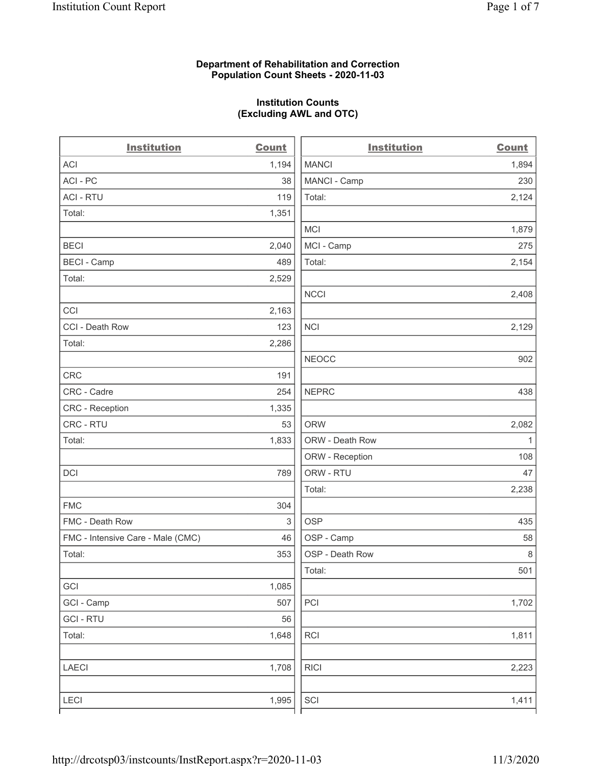**Department of Rehabilitation and Correction**
**Population Count Sheets - 2020-11-03**

**Institution Counts**
**(Excluding AWL and OTC)**

| Institution | Count |
|---|---|
| ACI | 1,194 |
| ACI - PC | 38 |
| ACI - RTU | 119 |
| Total: | 1,351 |
| | |
| BECI | 2,040 |
| BECI - Camp | 489 |
| Total: | 2,529 |
| | |
| CCI | 2,163 |
| CCI - Death Row | 123 |
| Total: | 2,286 |
| | |
| CRC | 191 |
| CRC - Cadre | 254 |
| CRC - Reception | 1,335 |
| CRC - RTU | 53 |
| Total: | 1,833 |
| | |
| DCI | 789 |
| | |
| FMC | 304 |
| FMC - Death Row | 3 |
| FMC - Intensive Care - Male (CMC) | 46 |
| Total: | 353 |
| | |
| GCI | 1,085 |
| GCI - Camp | 507 |
| GCI - RTU | 56 |
| Total: | 1,648 |
| | |
| LAECI | 1,708 |
| | |
| LECI | 1,995 |

| Institution | Count |
|---|---|
| MANCI | 1,894 |
| MANCI - Camp | 230 |
| Total: | 2,124 |
| | |
| MCI | 1,879 |
| MCI - Camp | 275 |
| Total: | 2,154 |
| | |
| NCCI | 2,408 |
| | |
| NCI | 2,129 |
| | |
| NEOCC | 902 |
| | |
| NEPRC | 438 |
| | |
| ORW | 2,082 |
| ORW - Death Row | 1 |
| ORW - Reception | 108 |
| ORW - RTU | 47 |
| Total: | 2,238 |
| | |
| OSP | 435 |
| OSP - Camp | 58 |
| OSP - Death Row | 8 |
| Total: | 501 |
| | |
| PCI | 1,702 |
| | |
| RCI | 1,811 |
| | |
| RICI | 2,223 |
| | |
| SCI | 1,411 |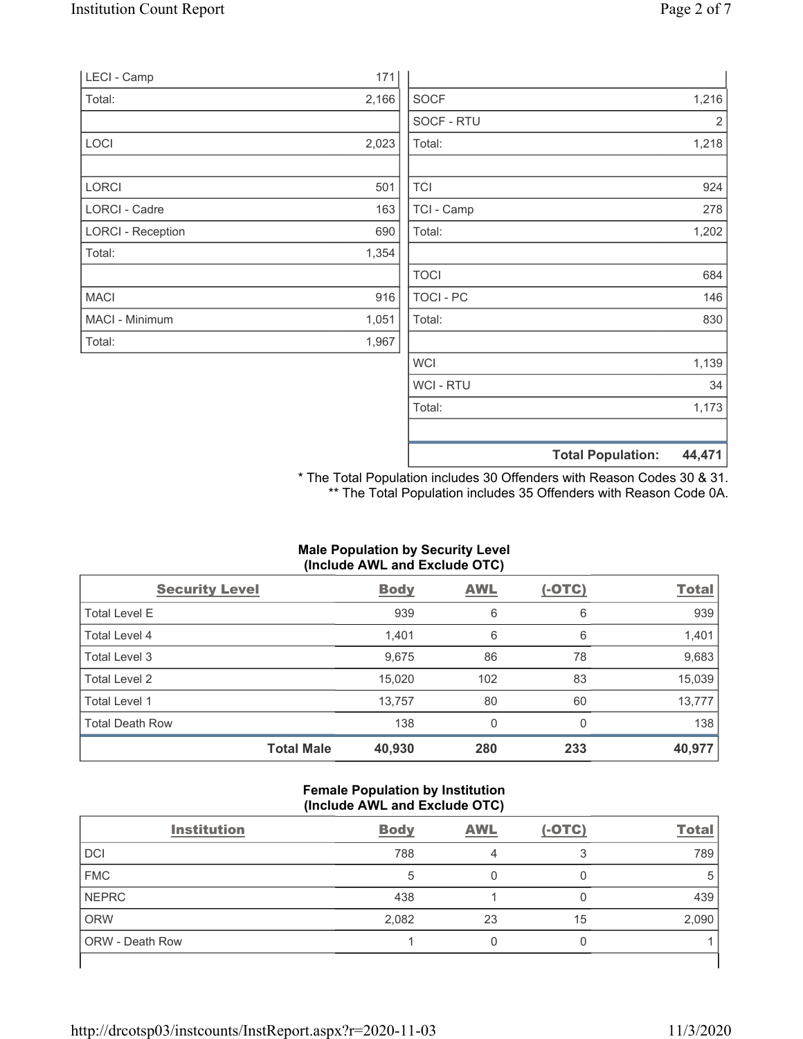| | |
|---|---|
| LECI - Camp | 171 |
| Total: | 2,166 |
| | |
| LOCI | 2,023 |
| | |
| LORCI | 501 |
| LORCI - Cadre | 163 |
| LORCI - Reception | 690 |
| Total: | 1,354 |
| | |
| MACI | 916 |
| MACI - Minimum | 1,051 |
| Total: | 1,967 |

| | |
|---|---|
| SOCF | 1,216 |
| SOCF - RTU | 2 |
| Total: | 1,218 |
| | |
| TCI | 924 |
| TCI - Camp | 278 |
| Total: | 1,202 |
| | |
| TOCI | 684 |
| TOCI - PC | 146 |
| Total: | 830 |
| | |
| WCI | 1,139 |
| WCI - RTU | 34 |
| Total: | 1,173 |
| | |
| **Total Population:** | **44,471** |

\* The Total Population includes 30 Offenders with Reason Codes 30 & 31.
\** The Total Population includes 35 Offenders with Reason Code 0A.

**Male Population by Security Level (Include AWL and Exclude OTC)**

| Security Level | Body | AWL | (-OTC) | Total |
|---|---|---|---|---|
| Total Level E | 939 | 6 | 6 | 939 |
| Total Level 4 | 1,401 | 6 | 6 | 1,401 |
| Total Level 3 | 9,675 | 86 | 78 | 9,683 |
| Total Level 2 | 15,020 | 102 | 83 | 15,039 |
| Total Level 1 | 13,757 | 80 | 60 | 13,777 |
| Total Death Row | 138 | 0 | 0 | 138 |
| **Total Male** | **40,930** | **280** | **233** | **40,977** |

**Female Population by Institution (Include AWL and Exclude OTC)**

| Institution | Body | AWL | (-OTC) | Total |
|---|---|---|---|---|
| DCI | 788 | 4 | 3 | 789 |
| FMC | 5 | 0 | 0 | 5 |
| NEPRC | 438 | 1 | 0 | 439 |
| ORW | 2,082 | 23 | 15 | 2,090 |
| ORW - Death Row | 1 | 0 | 0 | 1 |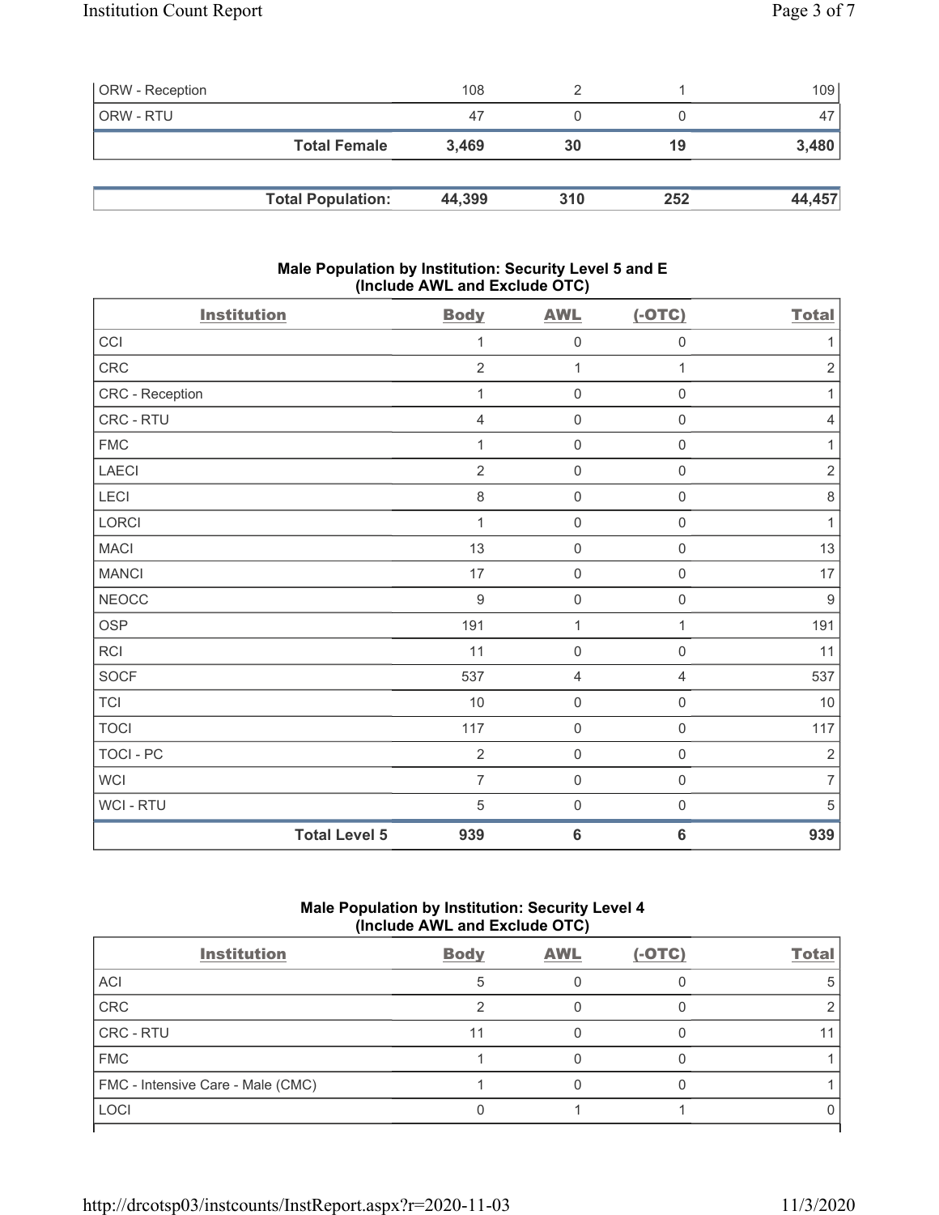| ORW - Reception | 108 | 2 | 1 | 109 |
|---|---|---|---|---|
| ORW - RTU | 47 | 0 | 0 | 47 |
| **Total Female** | **3,469** | **30** | **19** | **3,480** |

| **Total Population:** | **44,399** | **310** | **252** | **44,457** |
|---|---|---|---|---|

### Male Population by Institution: Security Level 5 and E (Include AWL and Exclude OTC)

| Institution | Body | AWL | (-OTC) | Total |
|---|---|---|---|---|
| CCI | 1 | 0 | 0 | 1 |
| CRC | 2 | 1 | 1 | 2 |
| CRC - Reception | 1 | 0 | 0 | 1 |
| CRC - RTU | 4 | 0 | 0 | 4 |
| FMC | 1 | 0 | 0 | 1 |
| LAECI | 2 | 0 | 0 | 2 |
| LECI | 8 | 0 | 0 | 8 |
| LORCI | 1 | 0 | 0 | 1 |
| MACI | 13 | 0 | 0 | 13 |
| MANCI | 17 | 0 | 0 | 17 |
| NEOCC | 9 | 0 | 0 | 9 |
| OSP | 191 | 1 | 1 | 191 |
| RCI | 11 | 0 | 0 | 11 |
| SOCF | 537 | 4 | 4 | 537 |
| TCI | 10 | 0 | 0 | 10 |
| TOCI | 117 | 0 | 0 | 117 |
| TOCI - PC | 2 | 0 | 0 | 2 |
| WCI | 7 | 0 | 0 | 7 |
| WCI - RTU | 5 | 0 | 0 | 5 |
| **Total Level 5** | **939** | **6** | **6** | **939** |

### Male Population by Institution: Security Level 4 (Include AWL and Exclude OTC)

| Institution | Body | AWL | (-OTC) | Total |
|---|---|---|---|---|
| ACI | 5 | 0 | 0 | 5 |
| CRC | 2 | 0 | 0 | 2 |
| CRC - RTU | 11 | 0 | 0 | 11 |
| FMC | 1 | 0 | 0 | 1 |
| FMC - Intensive Care - Male (CMC) | 1 | 0 | 0 | 1 |
| LOCI | 0 | 1 | 1 | 0 |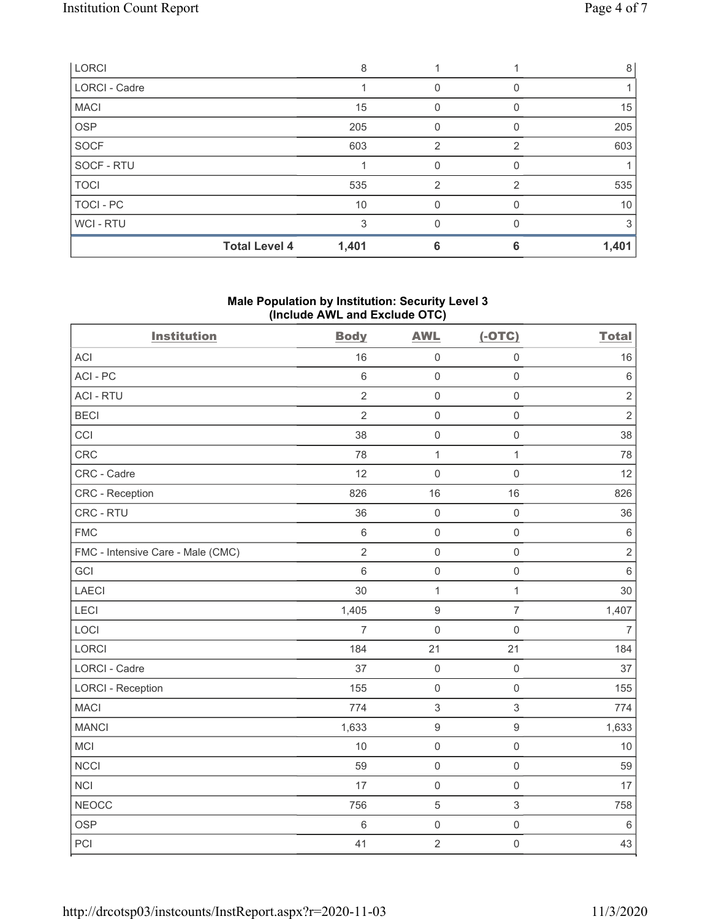| LORCI | 8 | 1 | 1 | 8 |
|---|---|---|---|---|
| LORCI - Cadre | 1 | 0 | 0 | 1 |
| MACI | 15 | 0 | 0 | 15 |
| OSP | 205 | 0 | 0 | 205 |
| SOCF | 603 | 2 | 2 | 603 |
| SOCF - RTU | 1 | 0 | 0 | 1 |
| TOCI | 535 | 2 | 2 | 535 |
| TOCI - PC | 10 | 0 | 0 | 10 |
| WCI - RTU | 3 | 0 | 0 | 3 |
| **Total Level 4** | **1,401** | **6** | **6** | **1,401** |

## Male Population by Institution: Security Level 3 (Include AWL and Exclude OTC)

| Institution | Body | AWL | (-OTC) | Total |
|---|---|---|---|---|
| ACI | 16 | 0 | 0 | 16 |
| ACI - PC | 6 | 0 | 0 | 6 |
| ACI - RTU | 2 | 0 | 0 | 2 |
| BECI | 2 | 0 | 0 | 2 |
| CCI | 38 | 0 | 0 | 38 |
| CRC | 78 | 1 | 1 | 78 |
| CRC - Cadre | 12 | 0 | 0 | 12 |
| CRC - Reception | 826 | 16 | 16 | 826 |
| CRC - RTU | 36 | 0 | 0 | 36 |
| FMC | 6 | 0 | 0 | 6 |
| FMC - Intensive Care - Male (CMC) | 2 | 0 | 0 | 2 |
| GCI | 6 | 0 | 0 | 6 |
| LAECI | 30 | 1 | 1 | 30 |
| LECI | 1,405 | 9 | 7 | 1,407 |
| LOCI | 7 | 0 | 0 | 7 |
| LORCI | 184 | 21 | 21 | 184 |
| LORCI - Cadre | 37 | 0 | 0 | 37 |
| LORCI - Reception | 155 | 0 | 0 | 155 |
| MACI | 774 | 3 | 3 | 774 |
| MANCI | 1,633 | 9 | 9 | 1,633 |
| MCI | 10 | 0 | 0 | 10 |
| NCCI | 59 | 0 | 0 | 59 |
| NCI | 17 | 0 | 0 | 17 |
| NEOCC | 756 | 5 | 3 | 758 |
| OSP | 6 | 0 | 0 | 6 |
| PCI | 41 | 2 | 0 | 43 |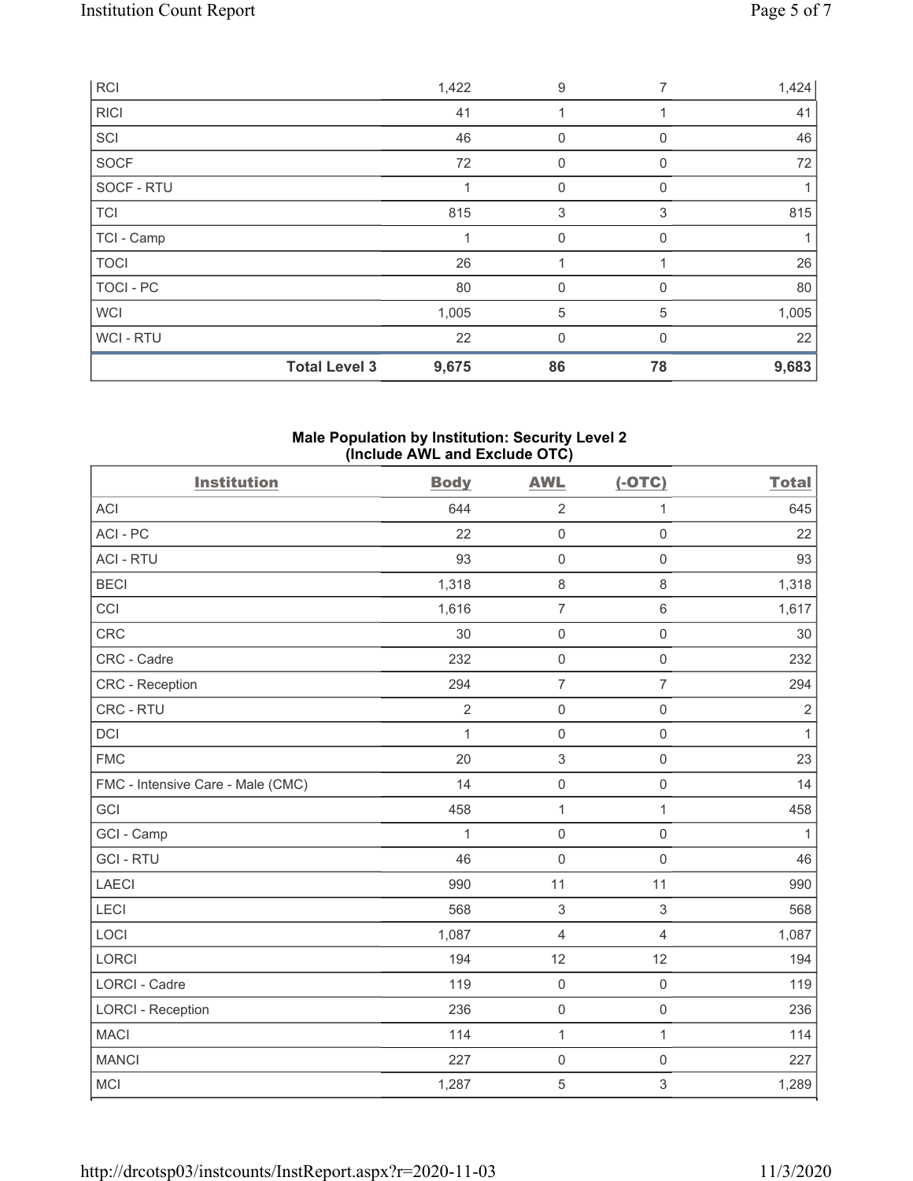| RCI | 1,422 | 9 | 7 | 1,424 |
|---|---|---|---|---|
| RICI | 41 | 1 | 1 | 41 |
| SCI | 46 | 0 | 0 | 46 |
| SOCF | 72 | 0 | 0 | 72 |
| SOCF - RTU | 1 | 0 | 0 | 1 |
| TCI | 815 | 3 | 3 | 815 |
| TCI - Camp | 1 | 0 | 0 | 1 |
| TOCI | 26 | 1 | 1 | 26 |
| TOCI - PC | 80 | 0 | 0 | 80 |
| WCI | 1,005 | 5 | 5 | 1,005 |
| WCI - RTU | 22 | 0 | 0 | 22 |
| **Total Level 3** | **9,675** | **86** | **78** | **9,683** |

**Male Population by Institution: Security Level 2 (Include AWL and Exclude OTC)**

| Institution | Body | AWL | (-OTC) | Total |
|---|---|---|---|---|
| ACI | 644 | 2 | 1 | 645 |
| ACI - PC | 22 | 0 | 0 | 22 |
| ACI - RTU | 93 | 0 | 0 | 93 |
| BECI | 1,318 | 8 | 8 | 1,318 |
| CCI | 1,616 | 7 | 6 | 1,617 |
| CRC | 30 | 0 | 0 | 30 |
| CRC - Cadre | 232 | 0 | 0 | 232 |
| CRC - Reception | 294 | 7 | 7 | 294 |
| CRC - RTU | 2 | 0 | 0 | 2 |
| DCI | 1 | 0 | 0 | 1 |
| FMC | 20 | 3 | 0 | 23 |
| FMC - Intensive Care - Male (CMC) | 14 | 0 | 0 | 14 |
| GCI | 458 | 1 | 1 | 458 |
| GCI - Camp | 1 | 0 | 0 | 1 |
| GCI - RTU | 46 | 0 | 0 | 46 |
| LAECI | 990 | 11 | 11 | 990 |
| LECI | 568 | 3 | 3 | 568 |
| LOCI | 1,087 | 4 | 4 | 1,087 |
| LORCI | 194 | 12 | 12 | 194 |
| LORCI - Cadre | 119 | 0 | 0 | 119 |
| LORCI - Reception | 236 | 0 | 0 | 236 |
| MACI | 114 | 1 | 1 | 114 |
| MANCI | 227 | 0 | 0 | 227 |
| MCI | 1,287 | 5 | 3 | 1,289 |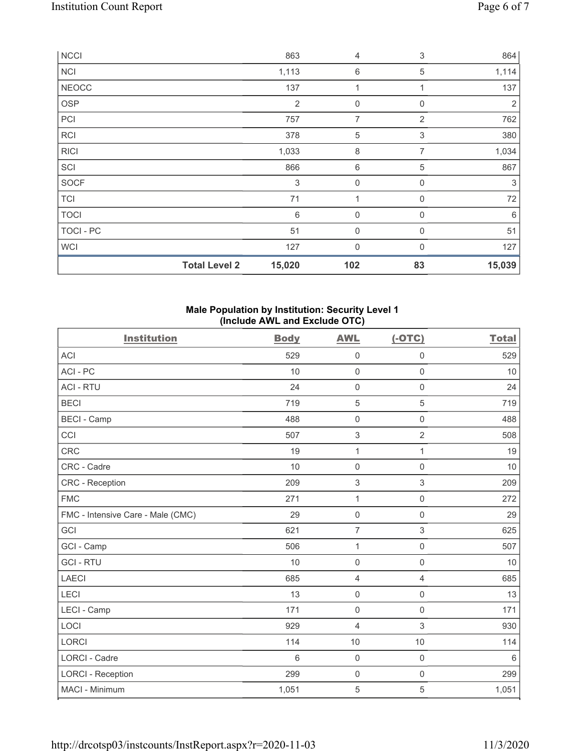| NCCI | | 863 | 4 | 3 | 864 |
|---|---|---|---|---|---|
| NCI | | 1,113 | 6 | 5 | 1,114 |
| NEOCC | | 137 | 1 | 1 | 137 |
| OSP | | 2 | 0 | 0 | 2 |
| PCI | | 757 | 7 | 2 | 762 |
| RCI | | 378 | 5 | 3 | 380 |
| RICI | | 1,033 | 8 | 7 | 1,034 |
| SCI | | 866 | 6 | 5 | 867 |
| SOCF | | 3 | 0 | 0 | 3 |
| TCI | | 71 | 1 | 0 | 72 |
| TOCI | | 6 | 0 | 0 | 6 |
| TOCI - PC | | 51 | 0 | 0 | 51 |
| WCI | | 127 | 0 | 0 | 127 |
| | **Total Level 2** | **15,020** | **102** | **83** | **15,039** |

## Male Population by Institution: Security Level 1 (Include AWL and Exclude OTC)

| Institution | Body | AWL | (-OTC) | Total |
|---|---|---|---|---|
| ACI | 529 | 0 | 0 | 529 |
| ACI - PC | 10 | 0 | 0 | 10 |
| ACI - RTU | 24 | 0 | 0 | 24 |
| BECI | 719 | 5 | 5 | 719 |
| BECI - Camp | 488 | 0 | 0 | 488 |
| CCI | 507 | 3 | 2 | 508 |
| CRC | 19 | 1 | 1 | 19 |
| CRC - Cadre | 10 | 0 | 0 | 10 |
| CRC - Reception | 209 | 3 | 3 | 209 |
| FMC | 271 | 1 | 0 | 272 |
| FMC - Intensive Care - Male (CMC) | 29 | 0 | 0 | 29 |
| GCI | 621 | 7 | 3 | 625 |
| GCI - Camp | 506 | 1 | 0 | 507 |
| GCI - RTU | 10 | 0 | 0 | 10 |
| LAECI | 685 | 4 | 4 | 685 |
| LECI | 13 | 0 | 0 | 13 |
| LECI - Camp | 171 | 0 | 0 | 171 |
| LOCI | 929 | 4 | 3 | 930 |
| LORCI | 114 | 10 | 10 | 114 |
| LORCI - Cadre | 6 | 0 | 0 | 6 |
| LORCI - Reception | 299 | 0 | 0 | 299 |
| MACI - Minimum | 1,051 | 5 | 5 | 1,051 |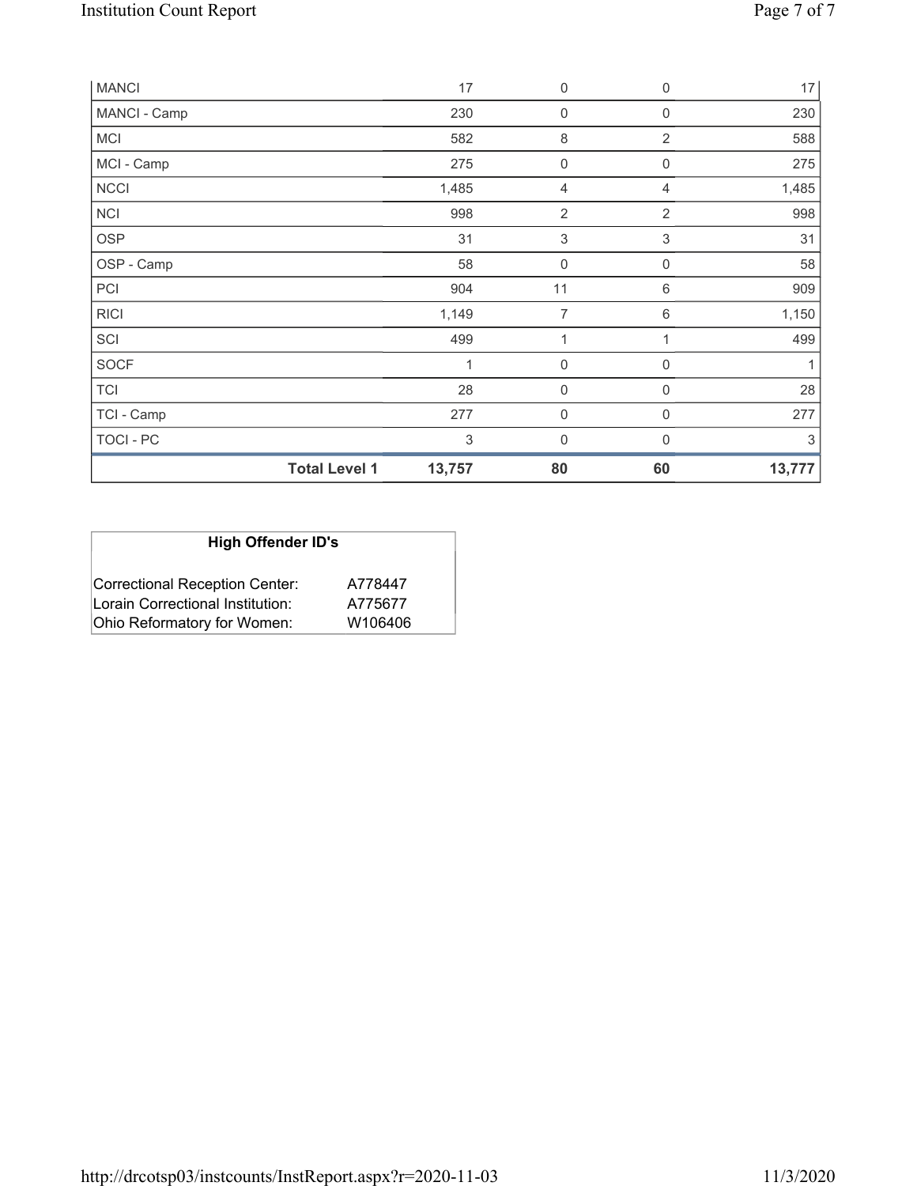| | | | | |
|---|---|---|---|---|
| MANCI | 17 | 0 | 0 | 17 |
| MANCI - Camp | 230 | 0 | 0 | 230 |
| MCI | 582 | 8 | 2 | 588 |
| MCI - Camp | 275 | 0 | 0 | 275 |
| NCCI | 1,485 | 4 | 4 | 1,485 |
| NCI | 998 | 2 | 2 | 998 |
| OSP | 31 | 3 | 3 | 31 |
| OSP - Camp | 58 | 0 | 0 | 58 |
| PCI | 904 | 11 | 6 | 909 |
| RICI | 1,149 | 7 | 6 | 1,150 |
| SCI | 499 | 1 | 1 | 499 |
| SOCF | 1 | 0 | 0 | 1 |
| TCI | 28 | 0 | 0 | 28 |
| TCI - Camp | 277 | 0 | 0 | 277 |
| TOCI - PC | 3 | 0 | 0 | 3 |
| **Total Level 1** | **13,757** | **80** | **60** | **13,777** |

| **High Offender ID's** | |
|---|---|
| Correctional Reception Center: | A778447 |
| Lorain Correctional Institution: | A775677 |
| Ohio Reformatory for Women: | W106406 |